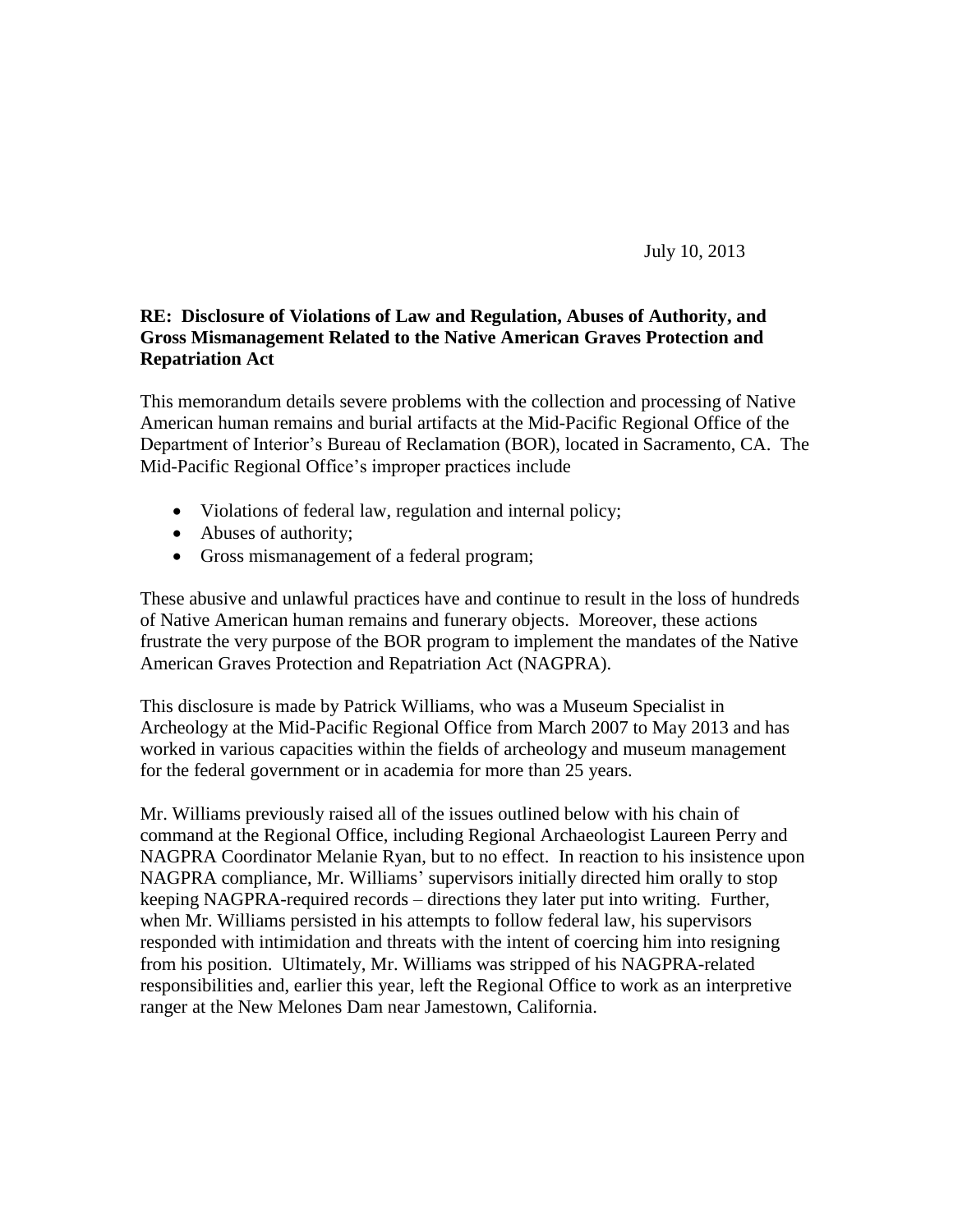July 10, 2013

**RE: Disclosure of Violations of Law and Regulation, Abuses of Authority, and Gross Mismanagement Related to the Native American Graves Protection and Repatriation Act**

This memorandum details severe problems with the collection and processing of Native American human remains and burial artifacts at the Mid-Pacific Regional Office of the Department of Interior's Bureau of Reclamation (BOR), located in Sacramento, CA. The Mid-Pacific Regional Office's improper practices include

- Violations of federal law, regulation and internal policy;
- Abuses of authority;
- Gross mismanagement of a federal program;

These abusive and unlawful practices have and continue to result in the loss of hundreds of Native American human remains and funerary objects. Moreover, these actions frustrate the very purpose of the BOR program to implement the mandates of the Native American Graves Protection and Repatriation Act (NAGPRA).

This disclosure is made by Patrick Williams, who was a Museum Specialist in Archeology at the Mid-Pacific Regional Office from March 2007 to May 2013 and has worked in various capacities within the fields of archeology and museum management for the federal government or in academia for more than 25 years.

Mr. Williams previously raised all of the issues outlined below with his chain of command at the Regional Office, including Regional Archaeologist Laureen Perry and NAGPRA Coordinator Melanie Ryan, but to no effect. In reaction to his insistence upon NAGPRA compliance, Mr. Williams' supervisors initially directed him orally to stop keeping NAGPRA-required records – directions they later put into writing. Further, when Mr. Williams persisted in his attempts to follow federal law, his supervisors responded with intimidation and threats with the intent of coercing him into resigning from his position. Ultimately, Mr. Williams was stripped of his NAGPRA-related responsibilities and, earlier this year, left the Regional Office to work as an interpretive ranger at the New Melones Dam near Jamestown, California.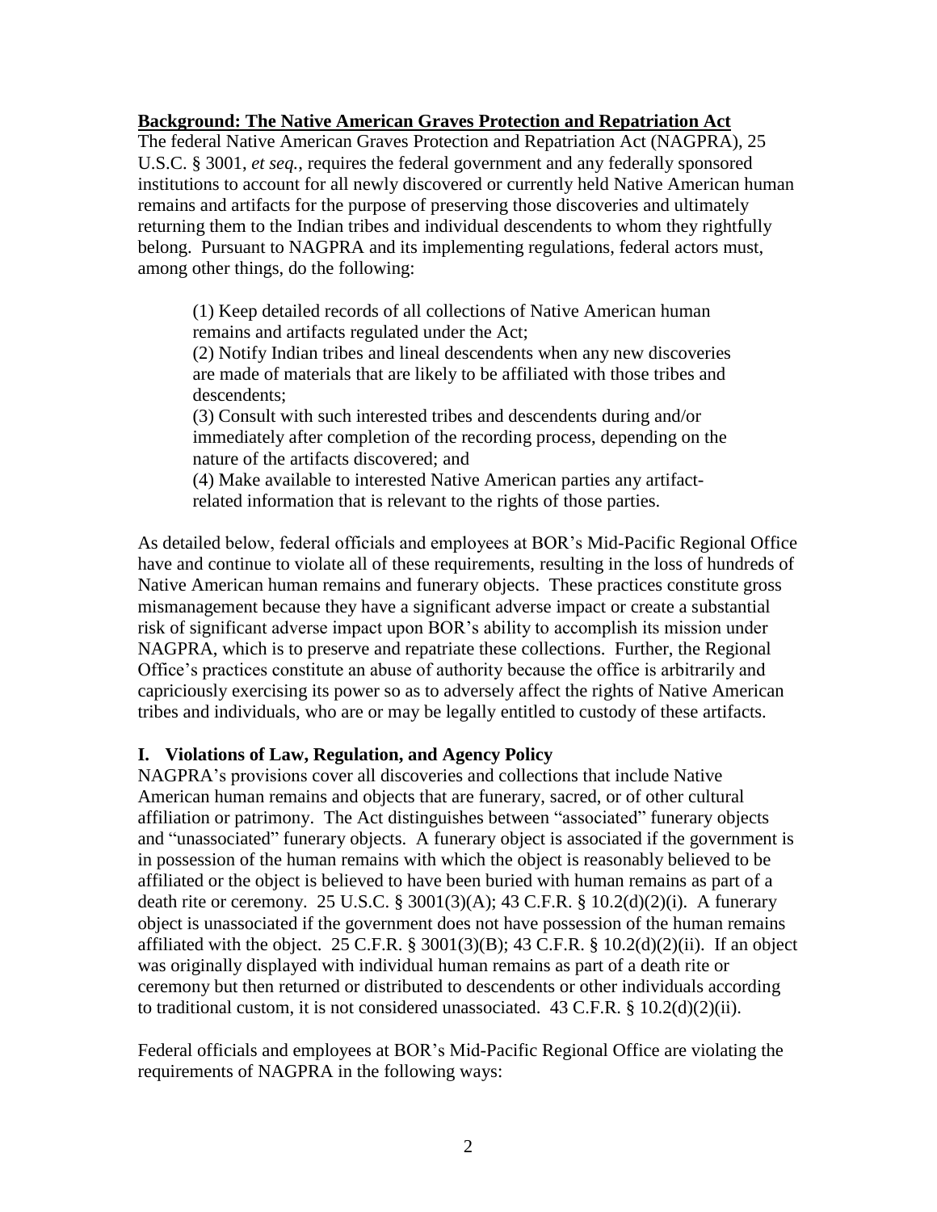**Background: The Native American Graves Protection and Repatriation Act**

The federal Native American Graves Protection and Repatriation Act (NAGPRA), 25 U.S.C. § 3001, *et seq.*, requires the federal government and any federally sponsored institutions to account for all newly discovered or currently held Native American human remains and artifacts for the purpose of preserving those discoveries and ultimately returning them to the Indian tribes and individual descendents to whom they rightfully belong. Pursuant to NAGPRA and its implementing regulations, federal actors must, among other things, do the following:

> (1) Keep detailed records of all collections of Native American human remains and artifacts regulated under the Act;
> (2) Notify Indian tribes and lineal descendents when any new discoveries are made of materials that are likely to be affiliated with those tribes and descendents;
> (3) Consult with such interested tribes and descendents during and/or immediately after completion of the recording process, depending on the nature of the artifacts discovered; and
> (4) Make available to interested Native American parties any artifact-related information that is relevant to the rights of those parties.

As detailed below, federal officials and employees at BOR's Mid-Pacific Regional Office have and continue to violate all of these requirements, resulting in the loss of hundreds of Native American human remains and funerary objects. These practices constitute gross mismanagement because they have a significant adverse impact or create a substantial risk of significant adverse impact upon BOR's ability to accomplish its mission under NAGPRA, which is to preserve and repatriate these collections. Further, the Regional Office's practices constitute an abuse of authority because the office is arbitrarily and capriciously exercising its power so as to adversely affect the rights of Native American tribes and individuals, who are or may be legally entitled to custody of these artifacts.

## I. Violations of Law, Regulation, and Agency Policy

NAGPRA's provisions cover all discoveries and collections that include Native American human remains and objects that are funerary, sacred, or of other cultural affiliation or patrimony. The Act distinguishes between "associated" funerary objects and "unassociated" funerary objects. A funerary object is associated if the government is in possession of the human remains with which the object is reasonably believed to be affiliated or the object is believed to have been buried with human remains as part of a death rite or ceremony. 25 U.S.C. § 3001(3)(A); 43 C.F.R. § 10.2(d)(2)(i). A funerary object is unassociated if the government does not have possession of the human remains affiliated with the object. 25 C.F.R. § 3001(3)(B); 43 C.F.R. § 10.2(d)(2)(ii). If an object was originally displayed with individual human remains as part of a death rite or ceremony but then returned or distributed to descendents or other individuals according to traditional custom, it is not considered unassociated. 43 C.F.R. § 10.2(d)(2)(ii).

Federal officials and employees at BOR's Mid-Pacific Regional Office are violating the requirements of NAGPRA in the following ways: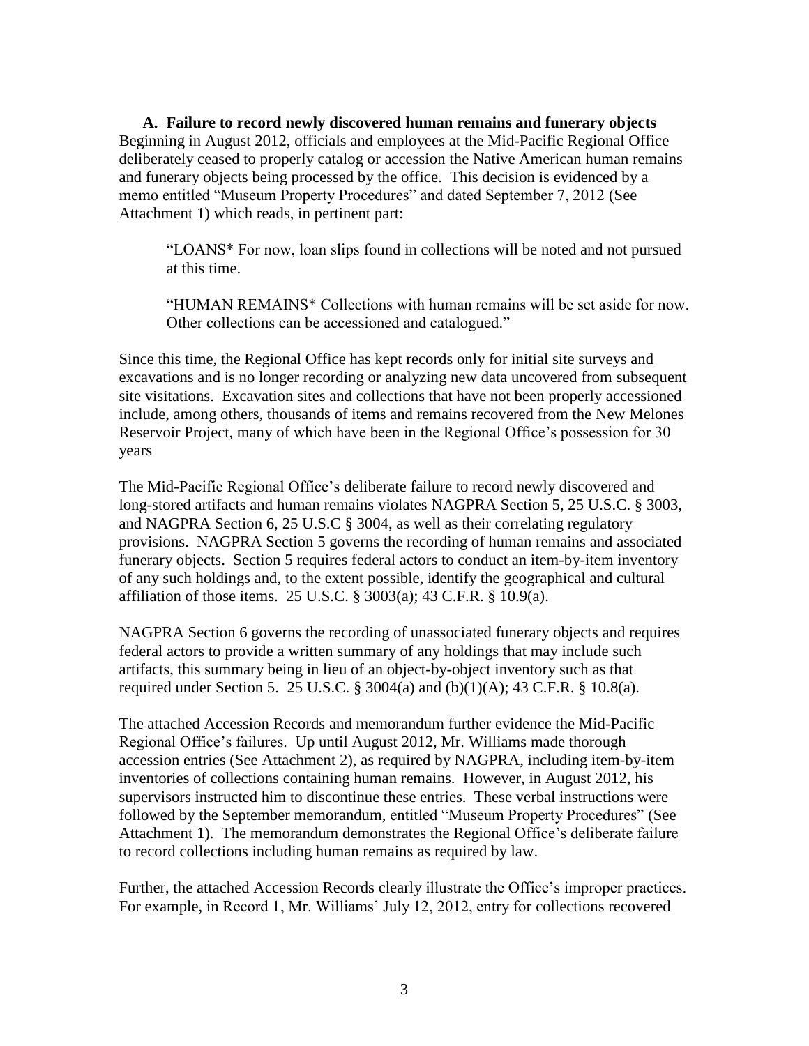### A. Failure to record newly discovered human remains and funerary objects

Beginning in August 2012, officials and employees at the Mid-Pacific Regional Office deliberately ceased to properly catalog or accession the Native American human remains and funerary objects being processed by the office. This decision is evidenced by a memo entitled "Museum Property Procedures" and dated September 7, 2012 (See Attachment 1) which reads, in pertinent part:

> "LOANS* For now, loan slips found in collections will be noted and not pursued at this time.
>
> "HUMAN REMAINS* Collections with human remains will be set aside for now. Other collections can be accessioned and catalogued."

Since this time, the Regional Office has kept records only for initial site surveys and excavations and is no longer recording or analyzing new data uncovered from subsequent site visitations. Excavation sites and collections that have not been properly accessioned include, among others, thousands of items and remains recovered from the New Melones Reservoir Project, many of which have been in the Regional Office's possession for 30 years

The Mid-Pacific Regional Office's deliberate failure to record newly discovered and long-stored artifacts and human remains violates NAGPRA Section 5, 25 U.S.C. § 3003, and NAGPRA Section 6, 25 U.S.C § 3004, as well as their correlating regulatory provisions. NAGPRA Section 5 governs the recording of human remains and associated funerary objects. Section 5 requires federal actors to conduct an item-by-item inventory of any such holdings and, to the extent possible, identify the geographical and cultural affiliation of those items. 25 U.S.C. § 3003(a); 43 C.F.R. § 10.9(a).

NAGPRA Section 6 governs the recording of unassociated funerary objects and requires federal actors to provide a written summary of any holdings that may include such artifacts, this summary being in lieu of an object-by-object inventory such as that required under Section 5. 25 U.S.C. § 3004(a) and (b)(1)(A); 43 C.F.R. § 10.8(a).

The attached Accession Records and memorandum further evidence the Mid-Pacific Regional Office's failures. Up until August 2012, Mr. Williams made thorough accession entries (See Attachment 2), as required by NAGPRA, including item-by-item inventories of collections containing human remains. However, in August 2012, his supervisors instructed him to discontinue these entries. These verbal instructions were followed by the September memorandum, entitled "Museum Property Procedures" (See Attachment 1). The memorandum demonstrates the Regional Office's deliberate failure to record collections including human remains as required by law.

Further, the attached Accession Records clearly illustrate the Office's improper practices. For example, in Record 1, Mr. Williams' July 12, 2012, entry for collections recovered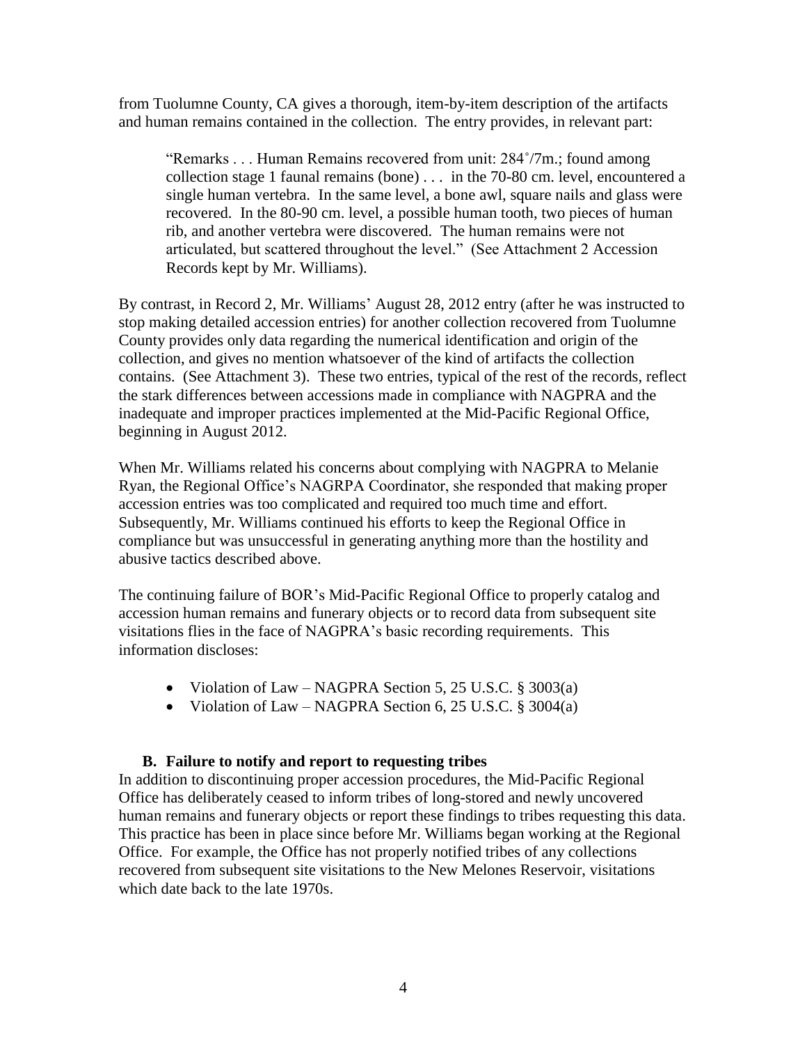from Tuolumne County, CA gives a thorough, item-by-item description of the artifacts and human remains contained in the collection. The entry provides, in relevant part:

> "Remarks . . . Human Remains recovered from unit: 284˚/7m.; found among collection stage 1 faunal remains (bone) . . . in the 70-80 cm. level, encountered a single human vertebra. In the same level, a bone awl, square nails and glass were recovered. In the 80-90 cm. level, a possible human tooth, two pieces of human rib, and another vertebra were discovered. The human remains were not articulated, but scattered throughout the level." (See Attachment 2 Accession Records kept by Mr. Williams).

By contrast, in Record 2, Mr. Williams' August 28, 2012 entry (after he was instructed to stop making detailed accession entries) for another collection recovered from Tuolumne County provides only data regarding the numerical identification and origin of the collection, and gives no mention whatsoever of the kind of artifacts the collection contains. (See Attachment 3). These two entries, typical of the rest of the records, reflect the stark differences between accessions made in compliance with NAGPRA and the inadequate and improper practices implemented at the Mid-Pacific Regional Office, beginning in August 2012.

When Mr. Williams related his concerns about complying with NAGPRA to Melanie Ryan, the Regional Office's NAGRPA Coordinator, she responded that making proper accession entries was too complicated and required too much time and effort. Subsequently, Mr. Williams continued his efforts to keep the Regional Office in compliance but was unsuccessful in generating anything more than the hostility and abusive tactics described above.

The continuing failure of BOR's Mid-Pacific Regional Office to properly catalog and accession human remains and funerary objects or to record data from subsequent site visitations flies in the face of NAGPRA's basic recording requirements. This information discloses:

- Violation of Law – NAGPRA Section 5, 25 U.S.C. § 3003(a)
- Violation of Law – NAGPRA Section 6, 25 U.S.C. § 3004(a)

### B. Failure to notify and report to requesting tribes

In addition to discontinuing proper accession procedures, the Mid-Pacific Regional Office has deliberately ceased to inform tribes of long-stored and newly uncovered human remains and funerary objects or report these findings to tribes requesting this data. This practice has been in place since before Mr. Williams began working at the Regional Office. For example, the Office has not properly notified tribes of any collections recovered from subsequent site visitations to the New Melones Reservoir, visitations which date back to the late 1970s.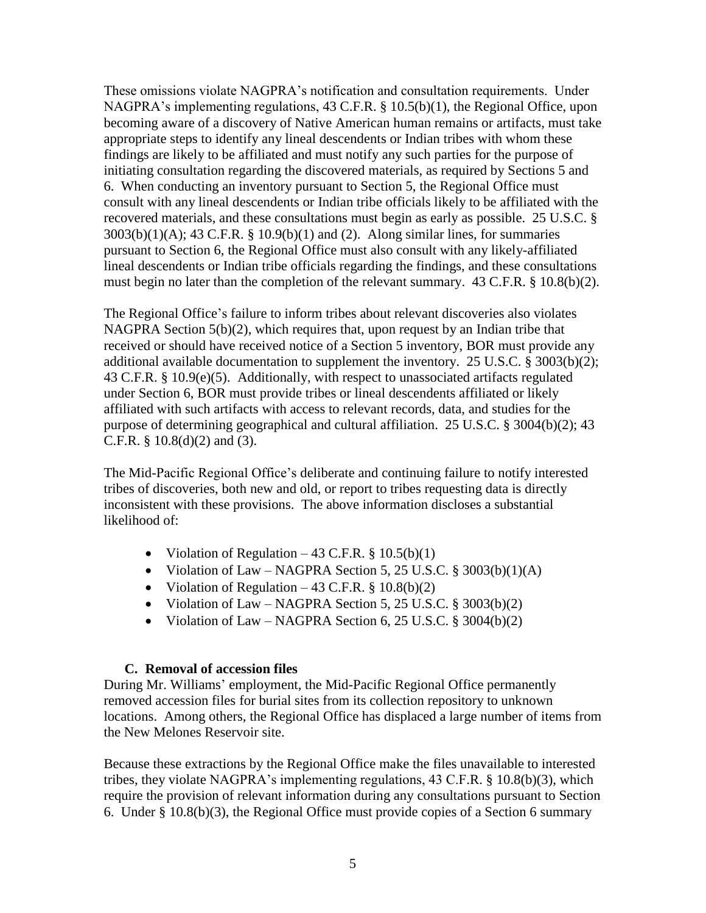These omissions violate NAGPRA's notification and consultation requirements. Under NAGPRA's implementing regulations, 43 C.F.R. § 10.5(b)(1), the Regional Office, upon becoming aware of a discovery of Native American human remains or artifacts, must take appropriate steps to identify any lineal descendents or Indian tribes with whom these findings are likely to be affiliated and must notify any such parties for the purpose of initiating consultation regarding the discovered materials, as required by Sections 5 and 6. When conducting an inventory pursuant to Section 5, the Regional Office must consult with any lineal descendents or Indian tribe officials likely to be affiliated with the recovered materials, and these consultations must begin as early as possible. 25 U.S.C. § 3003(b)(1)(A); 43 C.F.R. § 10.9(b)(1) and (2). Along similar lines, for summaries pursuant to Section 6, the Regional Office must also consult with any likely-affiliated lineal descendents or Indian tribe officials regarding the findings, and these consultations must begin no later than the completion of the relevant summary. 43 C.F.R. § 10.8(b)(2).

The Regional Office's failure to inform tribes about relevant discoveries also violates NAGPRA Section 5(b)(2), which requires that, upon request by an Indian tribe that received or should have received notice of a Section 5 inventory, BOR must provide any additional available documentation to supplement the inventory. 25 U.S.C. § 3003(b)(2); 43 C.F.R. § 10.9(e)(5). Additionally, with respect to unassociated artifacts regulated under Section 6, BOR must provide tribes or lineal descendents affiliated or likely affiliated with such artifacts with access to relevant records, data, and studies for the purpose of determining geographical and cultural affiliation. 25 U.S.C. § 3004(b)(2); 43 C.F.R. § 10.8(d)(2) and (3).

The Mid-Pacific Regional Office's deliberate and continuing failure to notify interested tribes of discoveries, both new and old, or report to tribes requesting data is directly inconsistent with these provisions. The above information discloses a substantial likelihood of:

- Violation of Regulation – 43 C.F.R. § 10.5(b)(1)
- Violation of Law – NAGPRA Section 5, 25 U.S.C. § 3003(b)(1)(A)
- Violation of Regulation – 43 C.F.R. § 10.8(b)(2)
- Violation of Law – NAGPRA Section 5, 25 U.S.C. § 3003(b)(2)
- Violation of Law – NAGPRA Section 6, 25 U.S.C. § 3004(b)(2)

### C. Removal of accession files

During Mr. Williams' employment, the Mid-Pacific Regional Office permanently removed accession files for burial sites from its collection repository to unknown locations. Among others, the Regional Office has displaced a large number of items from the New Melones Reservoir site.

Because these extractions by the Regional Office make the files unavailable to interested tribes, they violate NAGPRA's implementing regulations, 43 C.F.R. § 10.8(b)(3), which require the provision of relevant information during any consultations pursuant to Section 6. Under § 10.8(b)(3), the Regional Office must provide copies of a Section 6 summary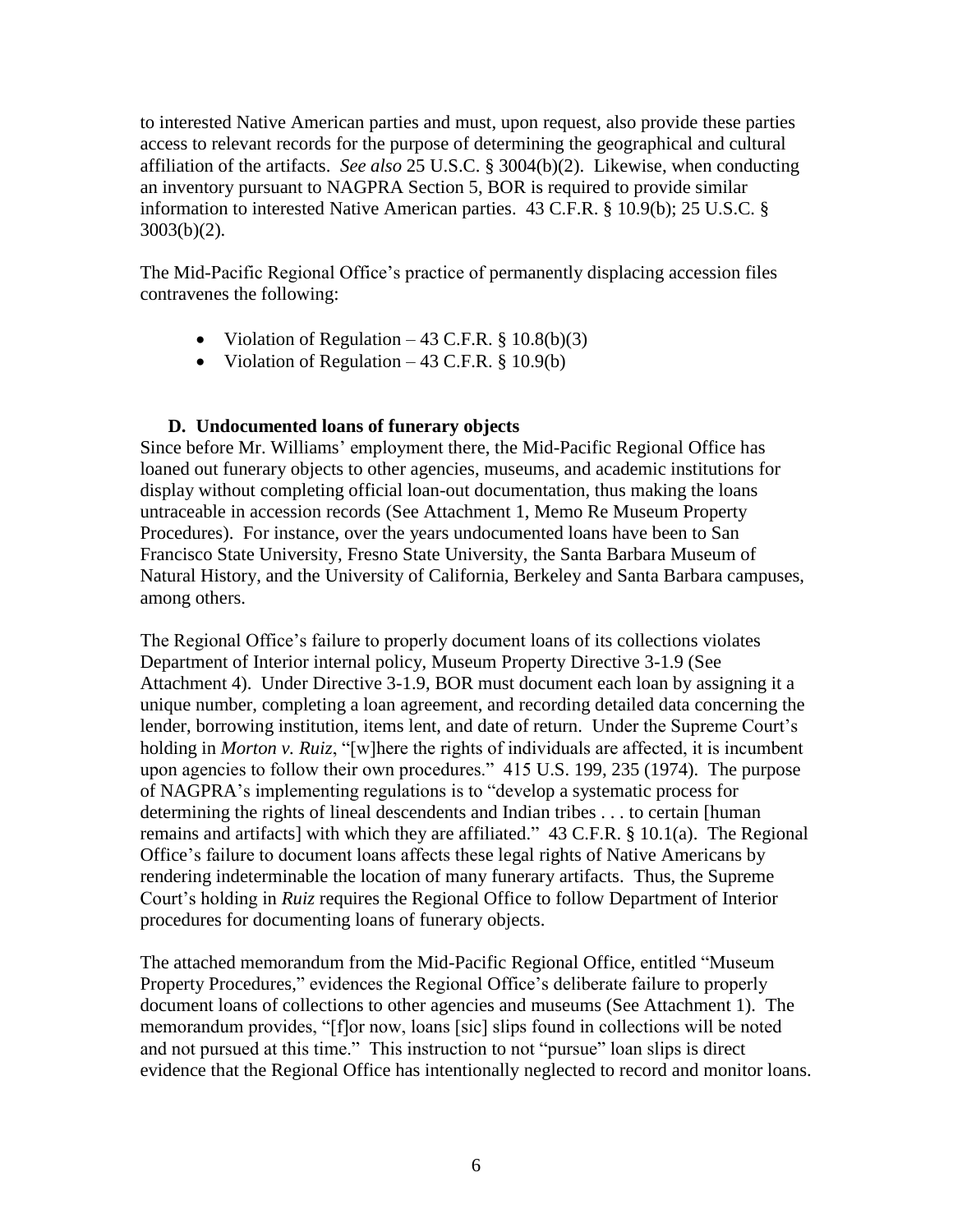to interested Native American parties and must, upon request, also provide these parties access to relevant records for the purpose of determining the geographical and cultural affiliation of the artifacts. *See also* 25 U.S.C. § 3004(b)(2). Likewise, when conducting an inventory pursuant to NAGPRA Section 5, BOR is required to provide similar information to interested Native American parties. 43 C.F.R. § 10.9(b); 25 U.S.C. § 3003(b)(2).

The Mid-Pacific Regional Office's practice of permanently displacing accession files contravenes the following:

- Violation of Regulation – 43 C.F.R. § 10.8(b)(3)
- Violation of Regulation – 43 C.F.R. § 10.9(b)

### D. Undocumented loans of funerary objects

Since before Mr. Williams' employment there, the Mid-Pacific Regional Office has loaned out funerary objects to other agencies, museums, and academic institutions for display without completing official loan-out documentation, thus making the loans untraceable in accession records (See Attachment 1, Memo Re Museum Property Procedures). For instance, over the years undocumented loans have been to San Francisco State University, Fresno State University, the Santa Barbara Museum of Natural History, and the University of California, Berkeley and Santa Barbara campuses, among others.

The Regional Office's failure to properly document loans of its collections violates Department of Interior internal policy, Museum Property Directive 3-1.9 (See Attachment 4). Under Directive 3-1.9, BOR must document each loan by assigning it a unique number, completing a loan agreement, and recording detailed data concerning the lender, borrowing institution, items lent, and date of return. Under the Supreme Court's holding in *Morton v. Ruiz*, "[w]here the rights of individuals are affected, it is incumbent upon agencies to follow their own procedures." 415 U.S. 199, 235 (1974). The purpose of NAGPRA's implementing regulations is to "develop a systematic process for determining the rights of lineal descendents and Indian tribes . . . to certain [human remains and artifacts] with which they are affiliated." 43 C.F.R. § 10.1(a). The Regional Office's failure to document loans affects these legal rights of Native Americans by rendering indeterminable the location of many funerary artifacts. Thus, the Supreme Court's holding in *Ruiz* requires the Regional Office to follow Department of Interior procedures for documenting loans of funerary objects.

The attached memorandum from the Mid-Pacific Regional Office, entitled "Museum Property Procedures," evidences the Regional Office's deliberate failure to properly document loans of collections to other agencies and museums (See Attachment 1). The memorandum provides, "[f]or now, loans [sic] slips found in collections will be noted and not pursued at this time." This instruction to not "pursue" loan slips is direct evidence that the Regional Office has intentionally neglected to record and monitor loans.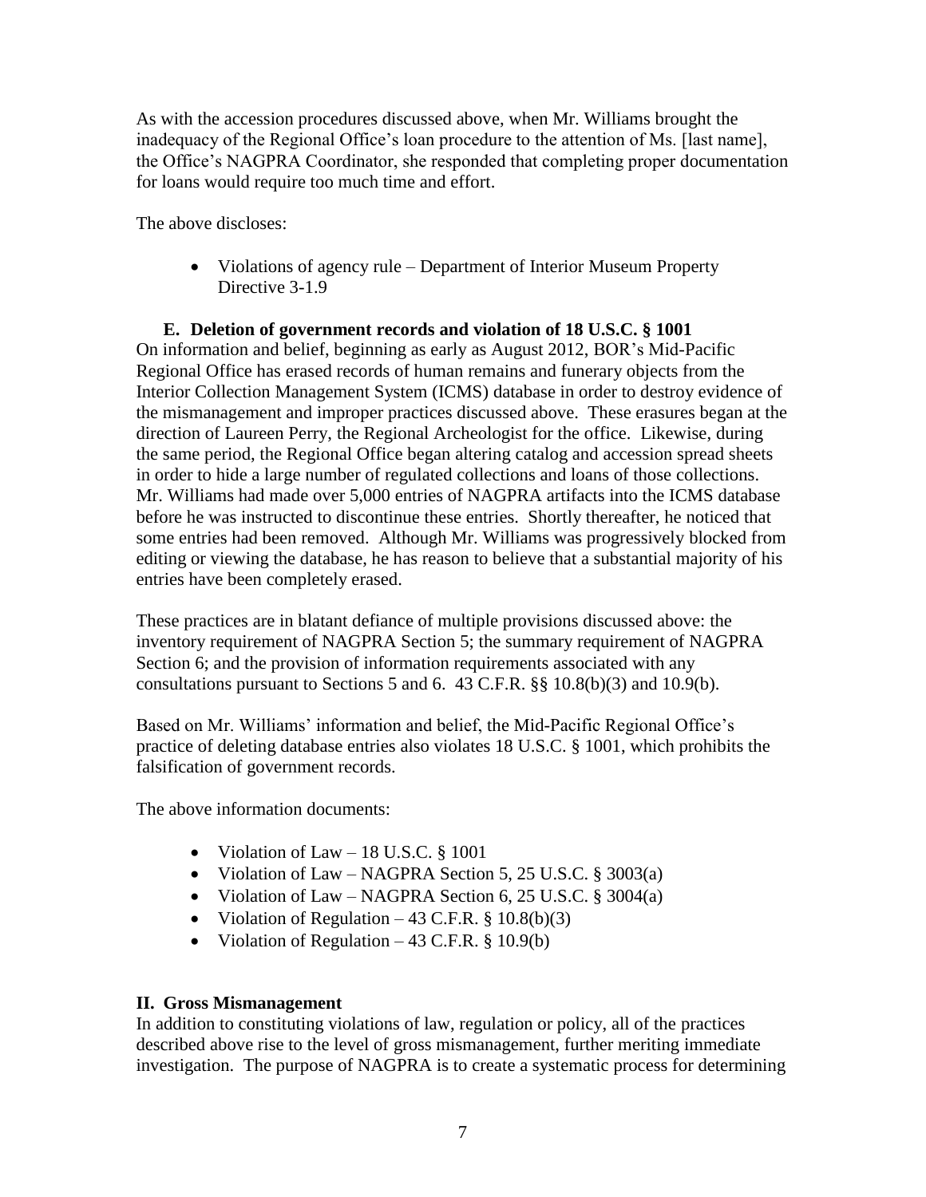As with the accession procedures discussed above, when Mr. Williams brought the inadequacy of the Regional Office's loan procedure to the attention of Ms. [last name], the Office's NAGPRA Coordinator, she responded that completing proper documentation for loans would require too much time and effort.

The above discloses:

- Violations of agency rule – Department of Interior Museum Property Directive 3-1.9

### E. Deletion of government records and violation of 18 U.S.C. § 1001

On information and belief, beginning as early as August 2012, BOR's Mid-Pacific Regional Office has erased records of human remains and funerary objects from the Interior Collection Management System (ICMS) database in order to destroy evidence of the mismanagement and improper practices discussed above. These erasures began at the direction of Laureen Perry, the Regional Archeologist for the office. Likewise, during the same period, the Regional Office began altering catalog and accession spread sheets in order to hide a large number of regulated collections and loans of those collections. Mr. Williams had made over 5,000 entries of NAGPRA artifacts into the ICMS database before he was instructed to discontinue these entries. Shortly thereafter, he noticed that some entries had been removed. Although Mr. Williams was progressively blocked from editing or viewing the database, he has reason to believe that a substantial majority of his entries have been completely erased.

These practices are in blatant defiance of multiple provisions discussed above: the inventory requirement of NAGPRA Section 5; the summary requirement of NAGPRA Section 6; and the provision of information requirements associated with any consultations pursuant to Sections 5 and 6. 43 C.F.R. §§ 10.8(b)(3) and 10.9(b).

Based on Mr. Williams' information and belief, the Mid-Pacific Regional Office's practice of deleting database entries also violates 18 U.S.C. § 1001, which prohibits the falsification of government records.

The above information documents:

- Violation of Law – 18 U.S.C. § 1001
- Violation of Law – NAGPRA Section 5, 25 U.S.C. § 3003(a)
- Violation of Law – NAGPRA Section 6, 25 U.S.C. § 3004(a)
- Violation of Regulation – 43 C.F.R. § 10.8(b)(3)
- Violation of Regulation – 43 C.F.R. § 10.9(b)

## II. Gross Mismanagement

In addition to constituting violations of law, regulation or policy, all of the practices described above rise to the level of gross mismanagement, further meriting immediate investigation. The purpose of NAGPRA is to create a systematic process for determining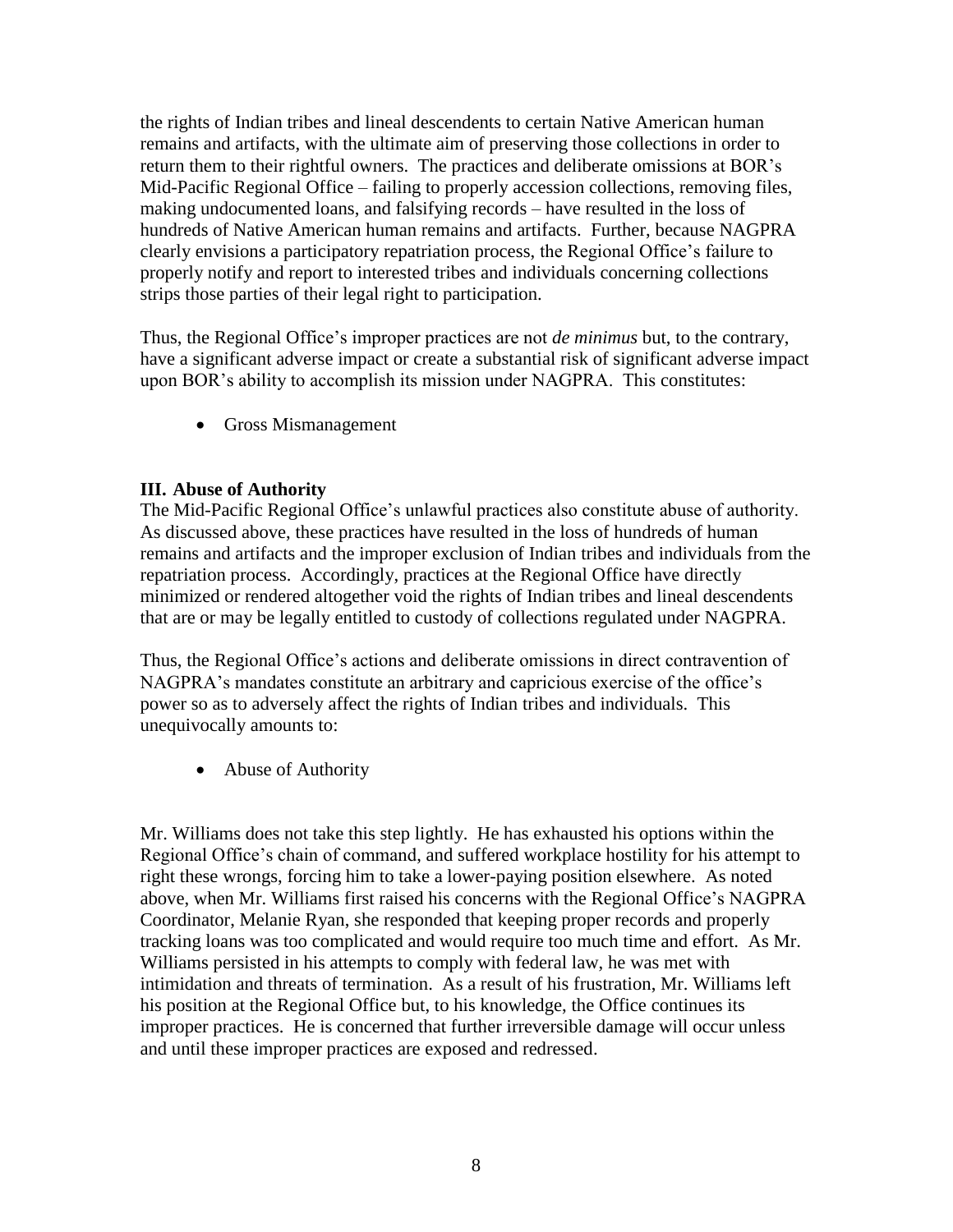the rights of Indian tribes and lineal descendents to certain Native American human remains and artifacts, with the ultimate aim of preserving those collections in order to return them to their rightful owners. The practices and deliberate omissions at BOR's Mid-Pacific Regional Office – failing to properly accession collections, removing files, making undocumented loans, and falsifying records – have resulted in the loss of hundreds of Native American human remains and artifacts. Further, because NAGPRA clearly envisions a participatory repatriation process, the Regional Office's failure to properly notify and report to interested tribes and individuals concerning collections strips those parties of their legal right to participation.

Thus, the Regional Office's improper practices are not *de minimus* but, to the contrary, have a significant adverse impact or create a substantial risk of significant adverse impact upon BOR's ability to accomplish its mission under NAGPRA. This constitutes:

- Gross Mismanagement

### III. Abuse of Authority

The Mid-Pacific Regional Office's unlawful practices also constitute abuse of authority. As discussed above, these practices have resulted in the loss of hundreds of human remains and artifacts and the improper exclusion of Indian tribes and individuals from the repatriation process. Accordingly, practices at the Regional Office have directly minimized or rendered altogether void the rights of Indian tribes and lineal descendents that are or may be legally entitled to custody of collections regulated under NAGPRA.

Thus, the Regional Office's actions and deliberate omissions in direct contravention of NAGPRA's mandates constitute an arbitrary and capricious exercise of the office's power so as to adversely affect the rights of Indian tribes and individuals. This unequivocally amounts to:

- Abuse of Authority

Mr. Williams does not take this step lightly. He has exhausted his options within the Regional Office's chain of command, and suffered workplace hostility for his attempt to right these wrongs, forcing him to take a lower-paying position elsewhere. As noted above, when Mr. Williams first raised his concerns with the Regional Office's NAGPRA Coordinator, Melanie Ryan, she responded that keeping proper records and properly tracking loans was too complicated and would require too much time and effort. As Mr. Williams persisted in his attempts to comply with federal law, he was met with intimidation and threats of termination. As a result of his frustration, Mr. Williams left his position at the Regional Office but, to his knowledge, the Office continues its improper practices. He is concerned that further irreversible damage will occur unless and until these improper practices are exposed and redressed.